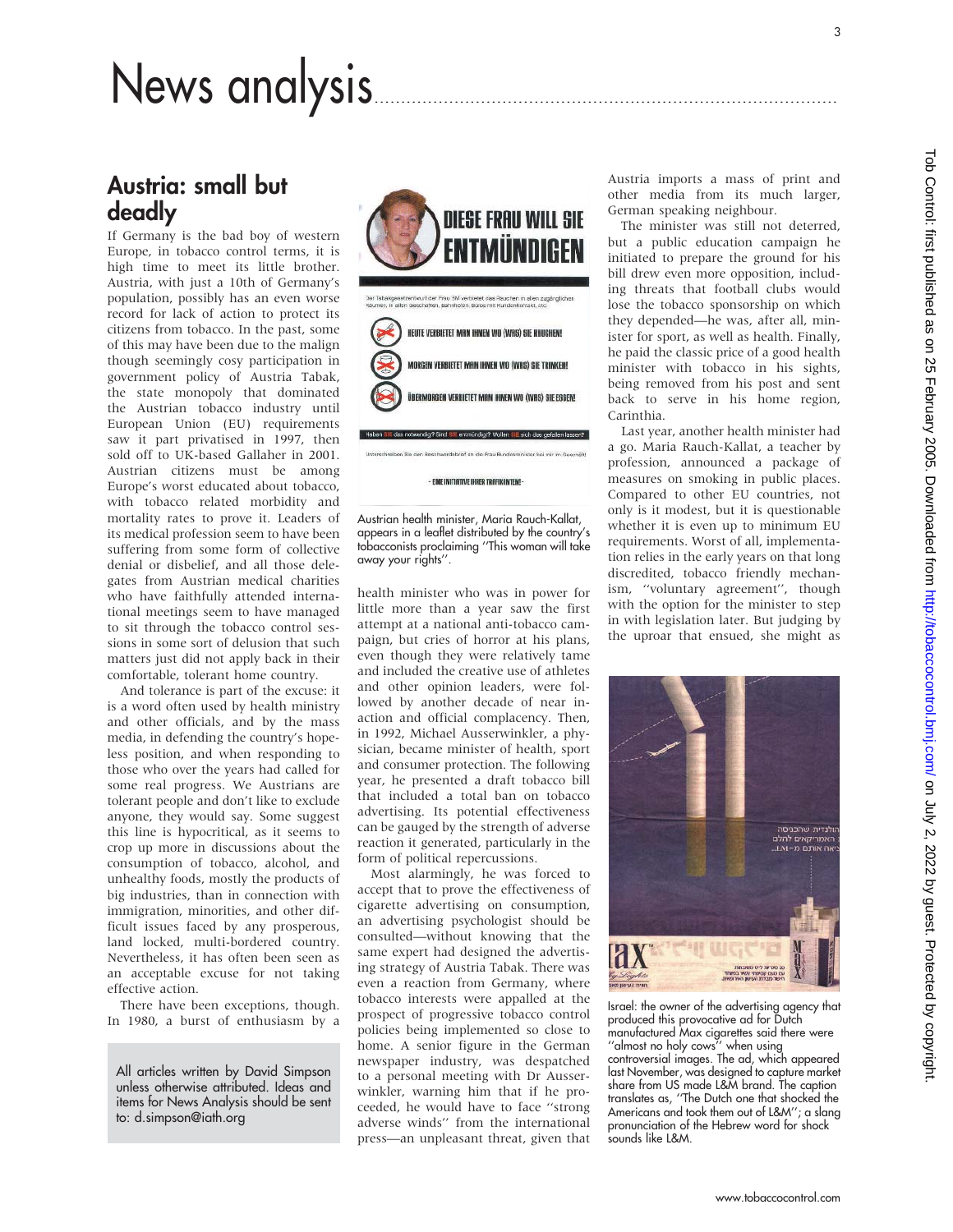# News analysis

## Austria: small but deadly

If Germany is the bad boy of western Europe, in tobacco control terms, it is high time to meet its little brother. Austria, with just a 10th of Germany's population, possibly has an even worse record for lack of action to protect its citizens from tobacco. In the past, some of this may have been due to the malign though seemingly cosy participation in government policy of Austria Tabak, the state monopoly that dominated the Austrian tobacco industry until European Union (EU) requirements saw it part privatised in 1997, then sold off to UK-based Gallaher in 2001. Austrian citizens must be among Europe's worst educated about tobacco, with tobacco related morbidity and mortality rates to prove it. Leaders of its medical profession seem to have been suffering from some form of collective denial or disbelief, and all those delegates from Austrian medical charities who have faithfully attended international meetings seem to have managed to sit through the tobacco control sessions in some sort of delusion that such matters just did not apply back in their comfortable, tolerant home country.

And tolerance is part of the excuse: it is a word often used by health ministry and other officials, and by the mass media, in defending the country's hopeless position, and when responding to those who over the years had called for some real progress. We Austrians are tolerant people and don't like to exclude anyone, they would say. Some suggest this line is hypocritical, as it seems to crop up more in discussions about the consumption of tobacco, alcohol, and unhealthy foods, mostly the products of big industries, than in connection with immigration, minorities, and other difficult issues faced by any prosperous, land locked, multi-bordered country. Nevertheless, it has often been seen as an acceptable excuse for not taking effective action.

There have been exceptions, though. In 1980, a burst of enthusiasm by a health minister who was in power for little more than a year saw the first attempt at a national anti-tobacco campaign, but cries of horror at his plans, even though they were relatively tame and included the creative use of athletes and other opinion leaders, were followed by another decade of near inaction and official complacency. Then, in 1992, Michael Ausserwinkler, a physician, became minister of health, sport and consumer protection. The following year, he presented a draft tobacco bill that included a total ban on tobacco advertising. Its potential effectiveness can be gauged by the strength of adverse reaction it generated, particularly in the form of political repercussions.

Most alarmingly, he was forced to accept that to prove the effectiveness of cigarette advertising on consumption, an advertising psychologist should be consulted—without knowing that the same expert had designed the advertising strategy of Austria Tabak. There was even a reaction from Germany, where tobacco interests were appalled at the prospect of progressive tobacco control policies being implemented so close to home. A senior figure in the German newspaper industry, was despatched to a personal meeting with Dr Ausserwinkler, warning him that if he proceeded, he would have to face "strong adverse winds" from the international press—an unpleasant threat, given that Austria imports a mass of print and other media from its much larger, German speaking neighbour.

Austrian health minister, Maria Rauch-Kallat, appears in a leaflet distributed by the country's tobacconists proclaiming "This woman will take away your rights".

The minister was still not deterred, but a public education campaign he initiated to prepare the ground for his bill drew even more opposition, including threats that football clubs would lose the tobacco sponsorship on which they depended—he was, after all, minister for sport, as well as health. Finally, he paid the classic price of a good health minister with tobacco in his sights, being removed from his post and sent back to serve in his home region, Carinthia.

Last year, another health minister had a go. Maria Rauch-Kallat, a teacher by profession, announced a package of measures on smoking in public places. Compared to other EU countries, not only is it modest, but it is questionable whether it is even up to minimum EU requirements. Worst of all, implementation relies in the early years on that long discredited, tobacco friendly mechanism, "voluntary agreement", though with the option for the minister to step in with legislation later. But judging by the uproar that ensued, she might as

Israel: the owner of the advertising agency that produced this provocative ad for Dutch manufactured Max cigarettes said there were "almost no holy cows" when using controversial images. The ad, which appeared last November, was designed to capture market share from US made L&M brand. The caption translates as, "The Dutch one that shocked the Americans and took them out of L&M"; a slang pronunciation of the Hebrew word for shock sounds like L&M.

All articles written by David Simpson unless otherwise attributed. Ideas and items for News Analysis should be sent to: d.simpson@iath.org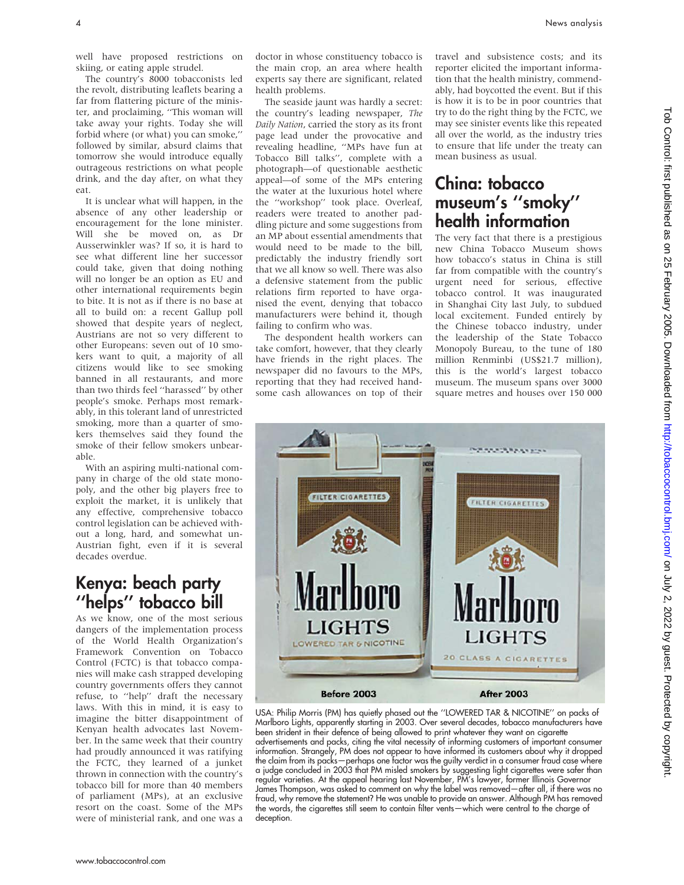well have proposed restrictions on skiing, or eating apple strudel.

The country's 8000 tobacconists led the revolt, distributing leaflets bearing a far from flattering picture of the minister, and proclaiming, ''This woman will take away your rights. Today she will forbid where (or what) you can smoke,'' followed by similar, absurd claims that tomorrow she would introduce equally outrageous restrictions on what people drink, and the day after, on what they eat.

It is unclear what will happen, in the absence of any other leadership or encouragement for the lone minister. Will she be moved on, as Dr Ausserwinkler was? If so, it is hard to see what different line her successor could take, given that doing nothing will no longer be an option as EU and other international requirements begin to bite. It is not as if there is no base at all to build on: a recent Gallup poll showed that despite years of neglect, Austrians are not so very different to other Europeans: seven out of 10 smokers want to quit, a majority of all citizens would like to see smoking banned in all restaurants, and more than two thirds feel ''harassed'' by other people's smoke. Perhaps most remarkably, in this tolerant land of unrestricted smoking, more than a quarter of smokers themselves said they found the smoke of their fellow smokers unbearable.

With an aspiring multi-national company in charge of the old state monopoly, and the other big players free to exploit the market, it is unlikely that any effective, comprehensive tobacco control legislation can be achieved without a long, hard, and somewhat un-Austrian fight, even if it is several decades overdue.

## Kenya: beach party ''helps'' tobacco bill

As we know, one of the most serious dangers of the implementation process of the World Health Organization's Framework Convention on Tobacco Control (FCTC) is that tobacco companies will make cash strapped developing country governments offers they cannot refuse, to ''help'' draft the necessary laws. With this in mind, it is easy to imagine the bitter disappointment of Kenyan health advocates last November. In the same week that their country had proudly announced it was ratifying the FCTC, they learned of a junket thrown in connection with the country's tobacco bill for more than 40 members of parliament (MPs), at an exclusive resort on the coast. Some of the MPs were of ministerial rank, and one was a doctor in whose constituency tobacco is the main crop, an area where health experts say there are significant, related health problems.

The seaside jaunt was hardly a secret: the country's leading newspaper, *The Daily Nation*, carried the story as its front page lead under the provocative and revealing headline, ''MPs have fun at Tobacco Bill talks'', complete with a photograph—of questionable aesthetic appeal—of some of the MPs entering the water at the luxurious hotel where the ''workshop'' took place. Overleaf, readers were treated to another paddling picture and some suggestions from an MP about essential amendments that would need to be made to the bill, predictably the industry friendly sort that we all know so well. There was also a defensive statement from the public relations firm reported to have organised the event, denying that tobacco manufacturers were behind it, though failing to confirm who was.

The despondent health workers can take comfort, however, that they clearly have friends in the right places. The newspaper did no favours to the MPs, reporting that they had received handsome cash allowances on top of their travel and subsistence costs; and its reporter elicited the important information that the health ministry, commendably, had boycotted the event. But if this is how it is to be in poor countries that try to do the right thing by the FCTC, we may see sinister events like this repeated all over the world, as the industry tries to ensure that life under the treaty can mean business as usual.

## China: tobacco museum's ''smoky'' health information

The very fact that there is a prestigious new China Tobacco Museum shows how tobacco's status in China is still far from compatible with the country's urgent need for serious, effective tobacco control. It was inaugurated in Shanghai City last July, to subdued local excitement. Funded entirely by the Chinese tobacco industry, under the leadership of the State Tobacco Monopoly Bureau, to the tune of 180 million Renminbi (US$21.7 million), this is the world's largest tobacco museum. The museum spans over 3000 square metres and houses over 150 000

Before 2003 After 2003

USA: Philip Morris (PM) has quietly phased out the ''LOWERED TAR & NICOTINE'' on packs of Marlboro Lights, apparently starting in 2003. Over several decades, tobacco manufacturers have been strident in their defence of being allowed to print whatever they want on cigarette advertisements and packs, citing the vital necessity of informing customers of important consumer information. Strangely, PM does not appear to have informed its customers about why it dropped the claim from its packs—perhaps one factor was the guilty verdict in a consumer fraud case where a judge concluded in 2003 that PM misled smokers by suggesting light cigarettes were safer than regular varieties. At the appeal hearing last November, PM's lawyer, former Illinois Governor James Thompson, was asked to comment on why the label was removed—after all, if there was no fraud, why remove the statement? He was unable to provide an answer. Although PM has removed the words, the cigarettes still seem to contain filter vents—which were central to the charge of deception.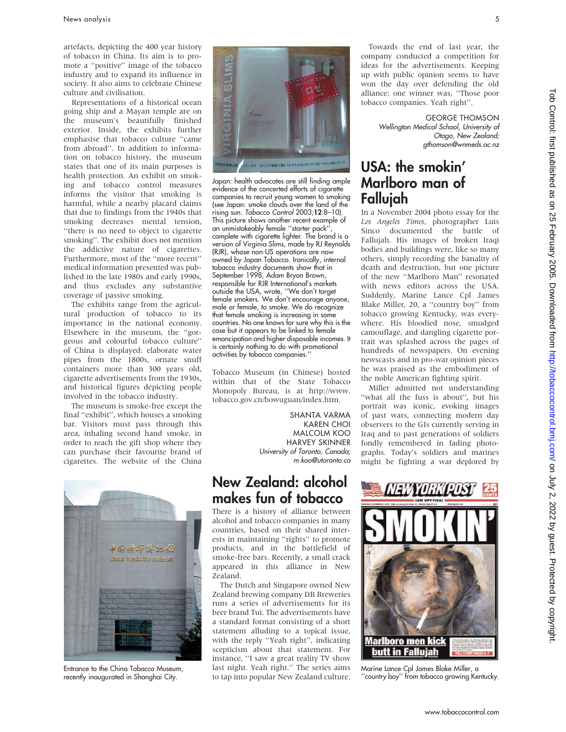artefacts, depicting the 400 year history of tobacco in China. Its aim is to promote a "positive" image of the tobacco industry and to expand its influence in society. It also aims to celebrate Chinese culture and civilisation.

Representations of a historical ocean going ship and a Mayan temple are on the museum's beautifully finished exterior. Inside, the exhibits further emphasise that tobacco culture "came from abroad". In addition to information on tobacco history, the museum states that one of its main purposes is health protection. An exhibit on smoking and tobacco control measures informs the visitor that smoking is harmful, while a nearby placard claims that due to findings from the 1940s that smoking decreases mental tension, "there is no need to object to cigarette smoking". The exhibit does not mention the addictive nature of cigarettes. Furthermore, most of the "more recent" medical information presented was published in the late 1980s and early 1990s, and thus excludes any substantive coverage of passive smoking.

The exhibits range from the agricultural production of tobacco to its importance in the national economy. Elsewhere in the museum, the "gorgeous and colourful tobacco culture" of China is displayed: elaborate water pipes from the 1800s, ornate snuff containers more than 300 years old, cigarette advertisements from the 1930s, and historical figures depicting people involved in the tobacco industry.

The museum is smoke-free except the final "exhibit", which houses a smoking bar. Visitors must pass through this area, inhaling second hand smoke, in order to reach the gift shop where they can purchase their favourite brand of cigarettes. The website of the China Tobacco Museum (in Chinese) hosted within that of the State Tobacco Monopoly Bureau, is at http://www.tobacco.gov.cn/bowuguan/index.htm.

SHANTA VARMA
KAREN CHOI
MALCOLM KOO
HARVEY SKINNER
*University of Toronto, Canada; m.koo@utoronto.ca*

Entrance to the China Tobacco Museum, recently inaugurated in Shanghai City.

Japan: health advocates are still finding ample evidence of the concerted efforts of cigarette companies to recruit young women to smoking (see Japan: smoke clouds over the land of the rising sun. *Tobacco Control* 2003;**12**:8–10). This picture shows another recent example of an unmistakeably female "starter pack", complete with cigarette lighter. The brand is a version of Virginia Slims, made by RJ Reynolds (RJR), whose non-US operations are now owned by Japan Tobacco. Ironically, internal tobacco industry documents show that in September 1998, Adam Bryon Brown, responsible for RJR International's markets outside the USA, wrote, "We don't target female smokers. We don't encourage anyone, male or female, to smoke. We do recognize that female smoking is increasing in some countries. No one knows for sure why this is the case but it appears to be linked to female emancipation and higher disposable incomes. It is certainly nothing to do with promotional activities by tobacco companies."

## New Zealand: alcohol makes fun of tobacco

There is a history of alliance between alcohol and tobacco companies in many countries, based on their shared interests in maintaining "rights" to promote products, and in the battlefield of smoke-free bars. Recently, a small crack appeared in this alliance in New Zealand.

The Dutch and Singapore owned New Zealand brewing company DB Breweries runs a series of advertisements for its beer brand Tui. The advertisements have a standard format consisting of a short statement alluding to a topical issue, with the reply "Yeah right", indicating scepticism about that statement. For instance, "I saw a great reality TV show last night. Yeah right." The series aims to tap into popular New Zealand culture.

Towards the end of last year, the company conducted a competition for ideas for the advertisements. Keeping up with public opinion seems to have won the day over defending the old alliance: one winner was, "Those poor tobacco companies. Yeah right".

GEORGE THOMSON
*Wellington Medical School, University of Otago, New Zealand; gthomson@wnmeds.ac.nz*

## USA: the smokin' Marlboro man of Fallujah

In a November 2004 photo essay for the *Los Angeles Times*, photographer Luis Sinco documented the battle of Fallujah. His images of broken Iraqi bodies and buildings were, like so many others, simply recording the banality of death and destruction, but one picture of the new "Marlboro Man" resonated with news editors across the USA. Suddenly, Marine Lance Cpl James Blake Miller, 20, a "country boy" from tobacco growing Kentucky, was everywhere. His bloodied nose, smudged camouflage, and dangling cigarette portrait was splashed across the pages of hundreds of newspapers. On evening newscasts and in pro-war opinion pieces he was praised as the embodiment of the noble American fighting spirit.

Miller admitted not understanding "what all the fuss is about", but his portrait was iconic, evoking images of past wars, connecting modern day observers to the GIs currently serving in Iraq and to past generations of soldiers fondly remembered in fading photographs. Today's soldiers and marines might be fighting a war deplored by

Marine Lance Cpl James Blake Miller, a "country boy" from tobacco growing Kentucky.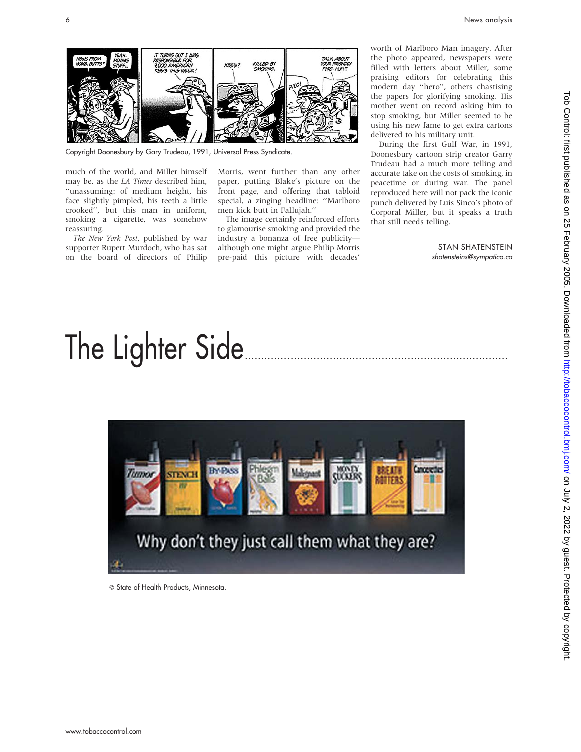Copyright Doonesbury by Gary Trudeau, 1991, Universal Press Syndicate.

much of the world, and Miller himself may be, as the *LA Times* described him, "unassuming: of medium height, his face slightly pimpled, his teeth a little crooked", but this man in uniform, smoking a cigarette, was somehow reassuring.

*The New York Post*, published by war supporter Rupert Murdoch, who has sat on the board of directors of Philip Morris, went further than any other paper, putting Blake's picture on the front page, and offering that tabloid special, a zinging headline: "Marlboro men kick butt in Fallujah."

The image certainly reinforced efforts to glamourise smoking and provided the industry a bonanza of free publicity—although one might argue Philip Morris pre-paid this picture with decades' worth of Marlboro Man imagery. After the photo appeared, newspapers were filled with letters about Miller, some praising editors for celebrating this modern day "hero", others chastising the papers for glorifying smoking. His mother went on record asking him to stop smoking, but Miller seemed to be using his new fame to get extra cartons delivered to his military unit.

During the first Gulf War, in 1991, Doonesbury cartoon strip creator Garry Trudeau had a much more telling and accurate take on the costs of smoking, in peacetime or during war. The panel reproduced here will not pack the iconic punch delivered by Luis Sinco's photo of Corporal Miller, but it speaks a truth that still needs telling.

STAN SHATENSTEIN
*shatensteins@sympatico.ca*

# The Lighter Side

© State of Health Products, Minnesota.